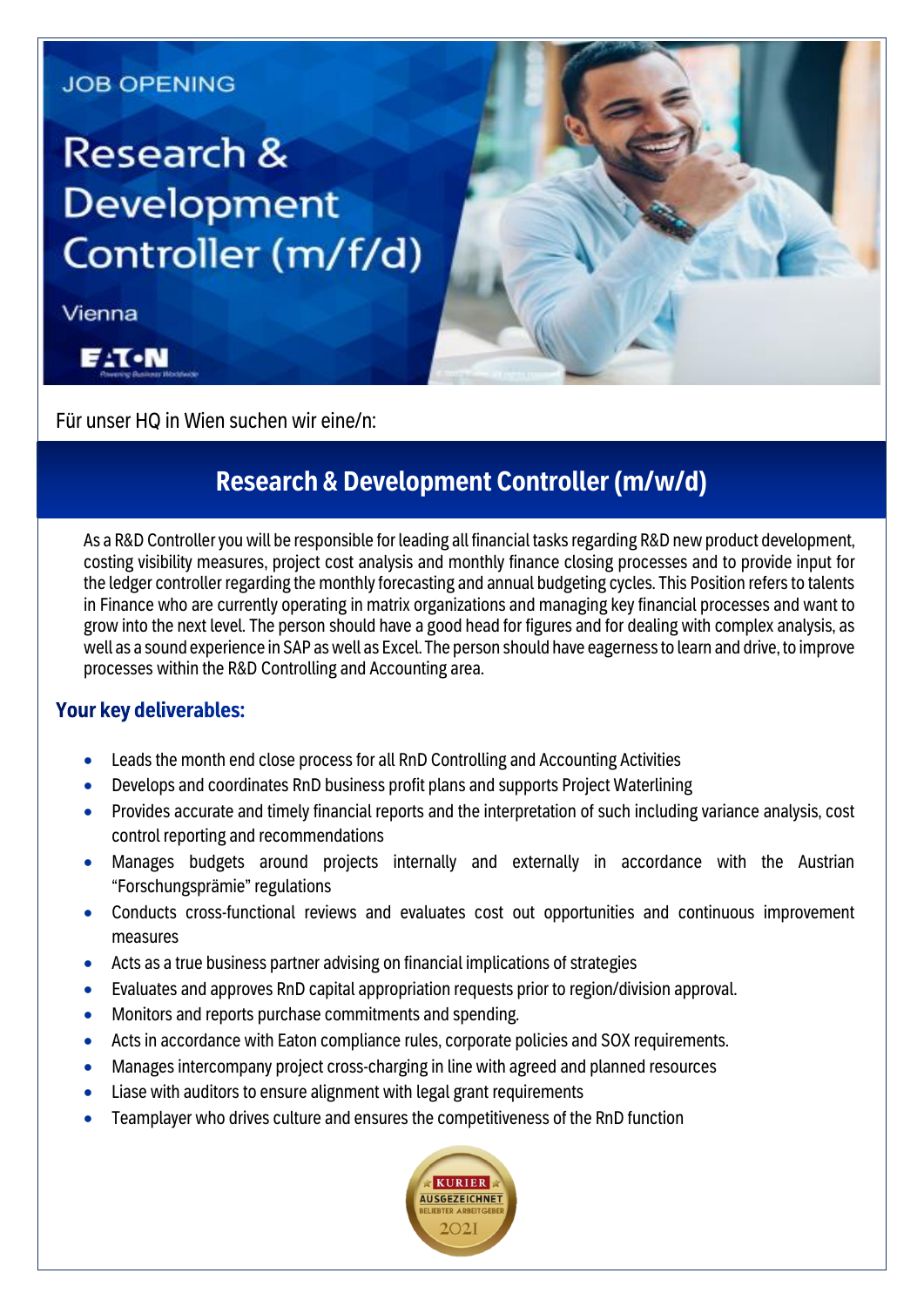JOB OPENING

# Research & Development Controller (m/f/d)

Vienna

EATON

Für unser HQ in Wien suchen wir eine/n:

## Research & Development Controller (m/w/d)

As a R&D Controller you will be responsible for leading all financial tasks regarding R&D new product development, costing visibility measures, project cost analysis and monthly finance closing processes and to provide input for the ledger controller regarding the monthly forecasting and annual budgeting cycles. This Position refers to talents in Finance who are currently operating in matrix organizations and managing key financial processes and want to grow into the next level. The person should have a good head for figures and for dealing with complex analysis, as well as a sound experience in SAP as well as Excel. The person should have eagerness to learn and drive, to improve processes within the R&D Controlling and Accounting area.

### Your key deliverables:

- Leads the month end close process for all RnD Controlling and Accounting Activities
- Develops and coordinates RnD business profit plans and supports Project Waterlining
- Provides accurate and timely financial reports and the interpretation of such including variance analysis, cost control reporting and recommendations
- Manages budgets around projects internally and externally in accordance with the Austrian "Forschungsprämie" regulations
- Conducts cross-functional reviews and evaluates cost out opportunities and continuous improvement measures
- Acts as a true business partner advising on financial implications of strategies
- Evaluates and approves RnD capital appropriation requests prior to region/division approval.
- Monitors and reports purchase commitments and spending.
- Acts in accordance with Eaton compliance rules, corporate policies and SOX requirements.
- Manages intercompany project cross-charging in line with agreed and planned resources
- Liase with auditors to ensure alignment with legal grant requirements
- Teamplayer who drives culture and ensures the competitiveness of the RnD function

KURIER AUSGEZEICHNET BELIEBTER ARBEITGEBER 2021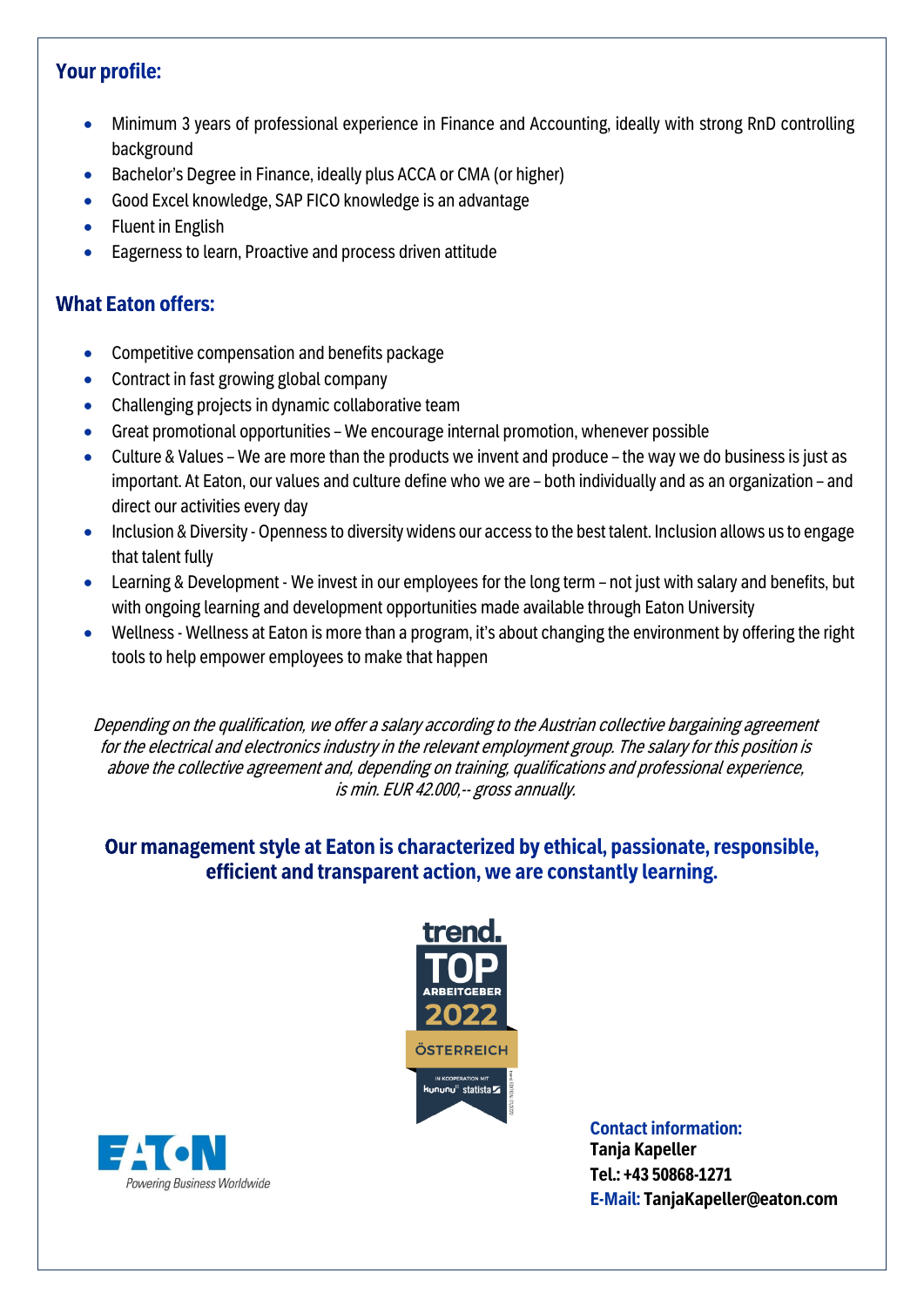## Your profile:

- Minimum 3 years of professional experience in Finance and Accounting, ideally with strong RnD controlling background
- Bachelor's Degree in Finance, ideally plus ACCA or CMA (or higher)
- Good Excel knowledge, SAP FICO knowledge is an advantage
- Fluent in English
- Eagerness to learn, Proactive and process driven attitude

## What Eaton offers:

- Competitive compensation and benefits package
- Contract in fast growing global company
- Challenging projects in dynamic collaborative team
- Great promotional opportunities – We encourage internal promotion, whenever possible
- Culture & Values – We are more than the products we invent and produce – the way we do business is just as important. At Eaton, our values and culture define who we are – both individually and as an organization – and direct our activities every day
- Inclusion & Diversity - Openness to diversity widens our access to the best talent. Inclusion allows us to engage that talent fully
- Learning & Development - We invest in our employees for the long term – not just with salary and benefits, but with ongoing learning and development opportunities made available through Eaton University
- Wellness - Wellness at Eaton is more than a program, it's about changing the environment by offering the right tools to help empower employees to make that happen

*Depending on the qualification, we offer a salary according to the Austrian collective bargaining agreement for the electrical and electronics industry in the relevant employment group. The salary for this position is above the collective agreement and, depending on training, qualifications and professional experience, is min. EUR 42.000,-- gross annually.*

**Our management style at Eaton is characterized by ethical, passionate, responsible, efficient and transparent action, we are constantly learning.**

trend. TOP ARBEITGEBER 2022 ÖSTERREICH
IN KOOPERATION MIT kununu statista

EATON
Powering Business Worldwide

**Contact information:**
**Tanja Kapeller**
**Tel.: +43 50868-1271**
**E-Mail: TanjaKapeller@eaton.com**